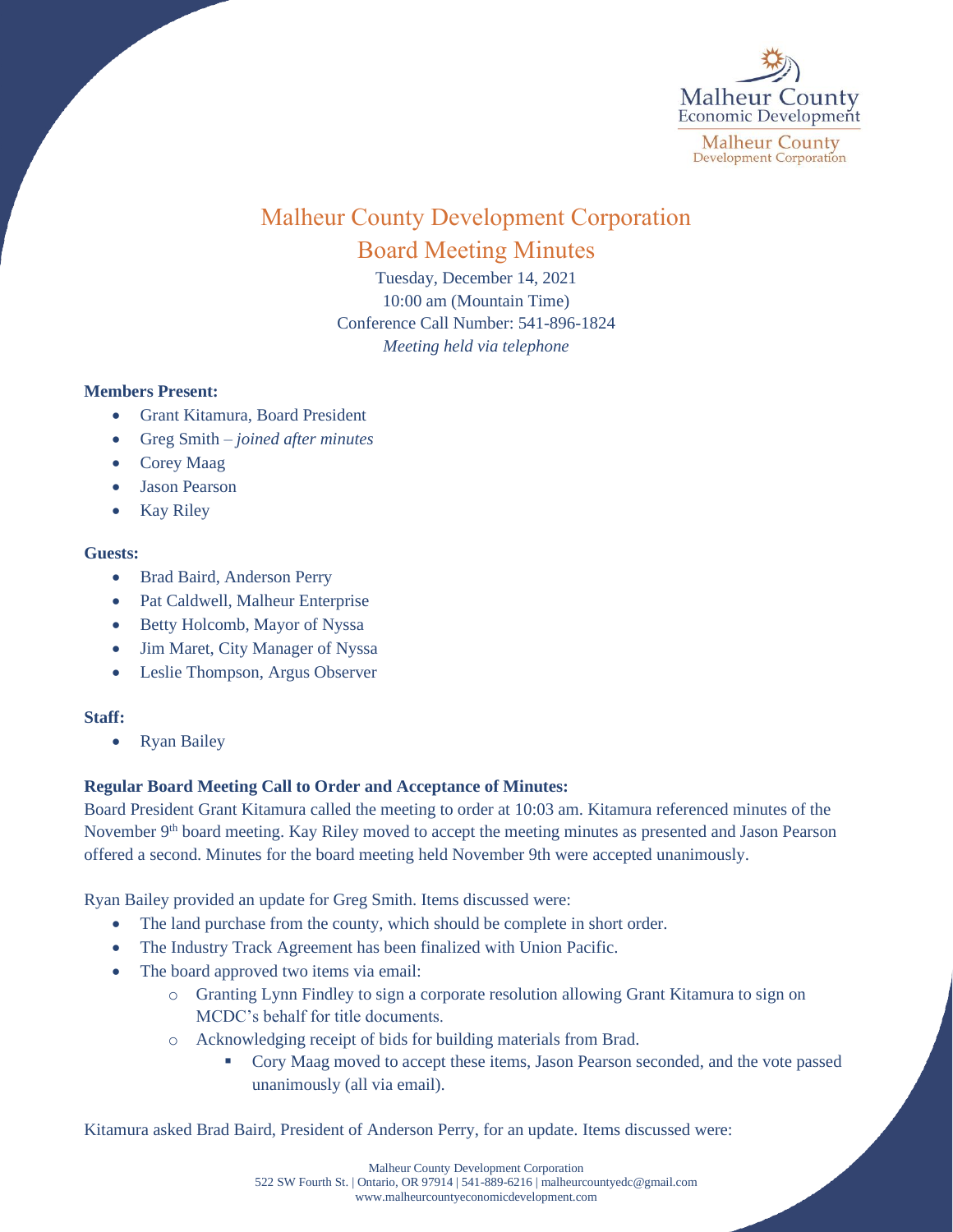# Malheur County Development Corporation

## Board Meeting Minutes

Tuesday, December 14, 2021
10:00 am (Mountain Time)
Conference Call Number: 541-896-1824
*Meeting held via telephone*

**Members Present:**

- Grant Kitamura, Board President
- Greg Smith – *joined after minutes*
- Corey Maag
- Jason Pearson
- Kay Riley

**Guests:**

- Brad Baird, Anderson Perry
- Pat Caldwell, Malheur Enterprise
- Betty Holcomb, Mayor of Nyssa
- Jim Maret, City Manager of Nyssa
- Leslie Thompson, Argus Observer

**Staff:**

- Ryan Bailey

**Regular Board Meeting Call to Order and Acceptance of Minutes:**

Board President Grant Kitamura called the meeting to order at 10:03 am. Kitamura referenced minutes of the November 9th board meeting. Kay Riley moved to accept the meeting minutes as presented and Jason Pearson offered a second. Minutes for the board meeting held November 9th were accepted unanimously.

Ryan Bailey provided an update for Greg Smith. Items discussed were:

- The land purchase from the county, which should be complete in short order.
- The Industry Track Agreement has been finalized with Union Pacific.
- The board approved two items via email:
  - Granting Lynn Findley to sign a corporate resolution allowing Grant Kitamura to sign on MCDC's behalf for title documents.
  - Acknowledging receipt of bids for building materials from Brad.
    - Cory Maag moved to accept these items, Jason Pearson seconded, and the vote passed unanimously (all via email).

Kitamura asked Brad Baird, President of Anderson Perry, for an update. Items discussed were: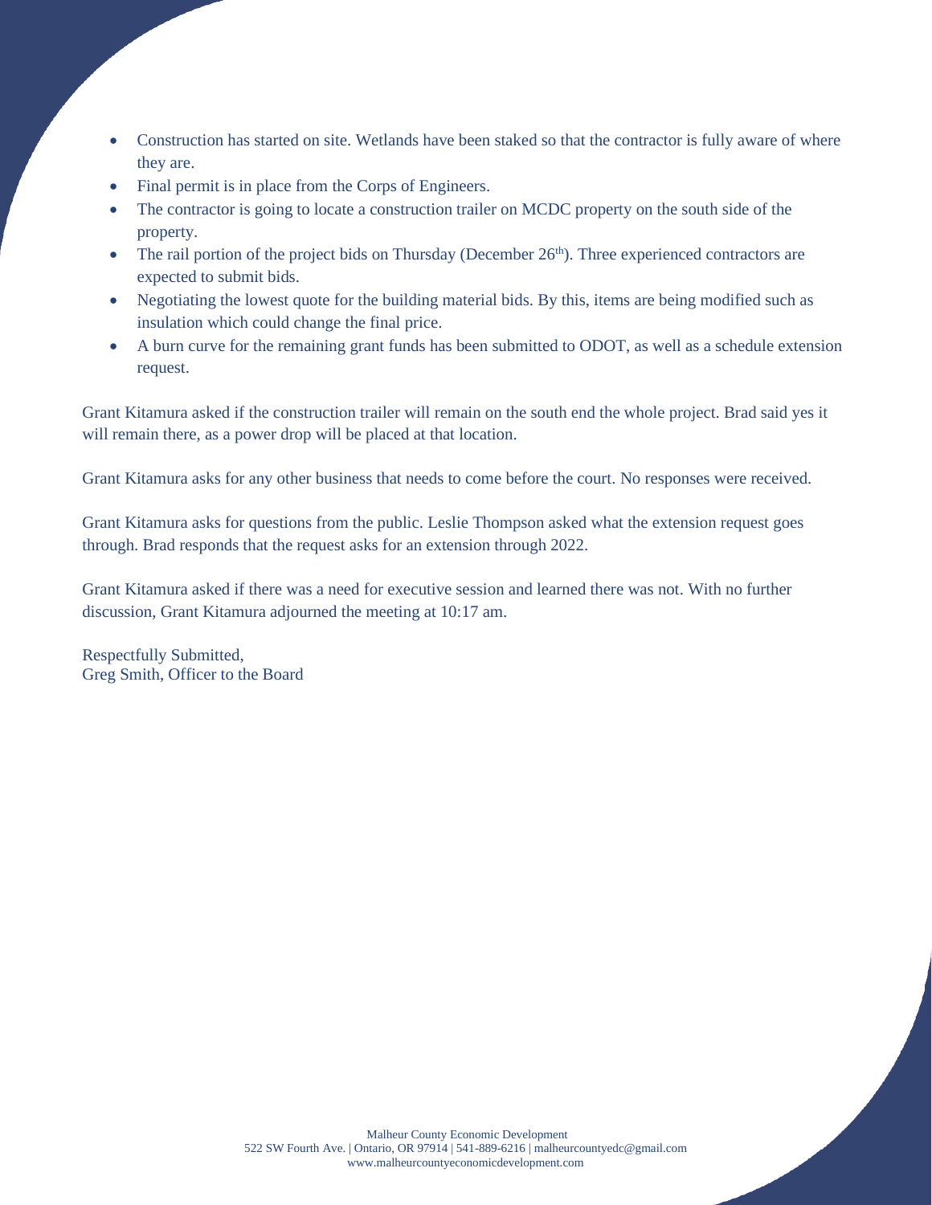- Construction has started on site. Wetlands have been staked so that the contractor is fully aware of where they are.
- Final permit is in place from the Corps of Engineers.
- The contractor is going to locate a construction trailer on MCDC property on the south side of the property.
- The rail portion of the project bids on Thursday (December 26th). Three experienced contractors are expected to submit bids.
- Negotiating the lowest quote for the building material bids. By this, items are being modified such as insulation which could change the final price.
- A burn curve for the remaining grant funds has been submitted to ODOT, as well as a schedule extension request.

Grant Kitamura asked if the construction trailer will remain on the south end the whole project. Brad said yes it will remain there, as a power drop will be placed at that location.

Grant Kitamura asks for any other business that needs to come before the court. No responses were received.

Grant Kitamura asks for questions from the public. Leslie Thompson asked what the extension request goes through. Brad responds that the request asks for an extension through 2022.

Grant Kitamura asked if there was a need for executive session and learned there was not. With no further discussion, Grant Kitamura adjourned the meeting at 10:17 am.

Respectfully Submitted,
Greg Smith, Officer to the Board